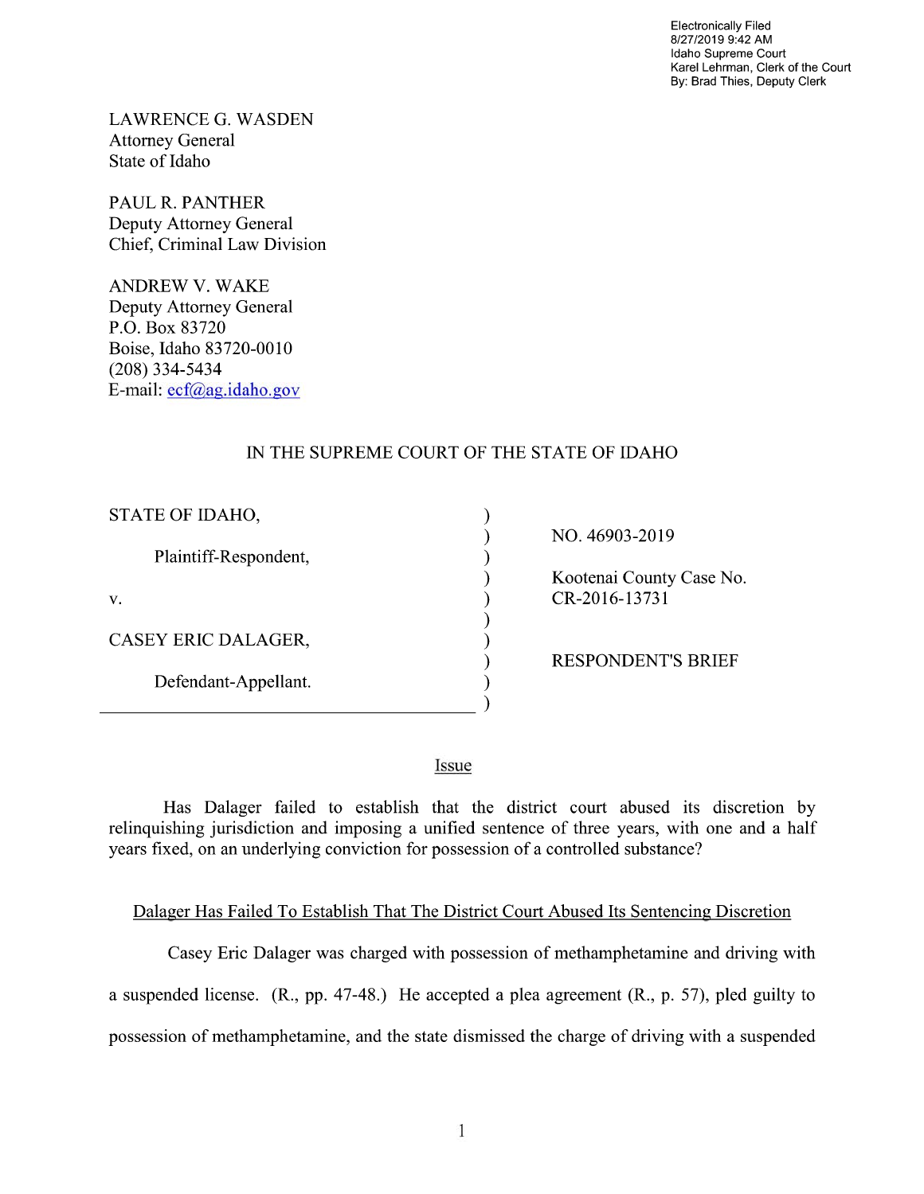Electronically Filed
8/27/2019 9:42 AM
Idaho Supreme Court
Karel Lehrman, Clerk of the Court
By: Brad Thies, Deputy Clerk

LAWRENCE G. WASDEN
Attorney General
State of Idaho

PAUL R. PANTHER
Deputy Attorney General
Chief, Criminal Law Division

ANDREW V. WAKE
Deputy Attorney General
P.O. Box 83720
Boise, Idaho 83720-0010
(208) 334-5434
E-mail: ecf@ag.idaho.gov

IN THE SUPREME COURT OF THE STATE OF IDAHO

| | |
|---|---|
| STATE OF IDAHO, Plaintiff-Respondent, | NO. 46903-2019 |
| v. | Kootenai County Case No. CR-2016-13731 |
| CASEY ERIC DALAGER, Defendant-Appellant. | RESPONDENT'S BRIEF |

## Issue

Has Dalager failed to establish that the district court abused its discretion by relinquishing jurisdiction and imposing a unified sentence of three years, with one and a half years fixed, on an underlying conviction for possession of a controlled substance?

## Dalager Has Failed To Establish That The District Court Abused Its Sentencing Discretion

Casey Eric Dalager was charged with possession of methamphetamine and driving with a suspended license. (R., pp. 47-48.) He accepted a plea agreement (R., p. 57), pled guilty to possession of methamphetamine, and the state dismissed the charge of driving with a suspended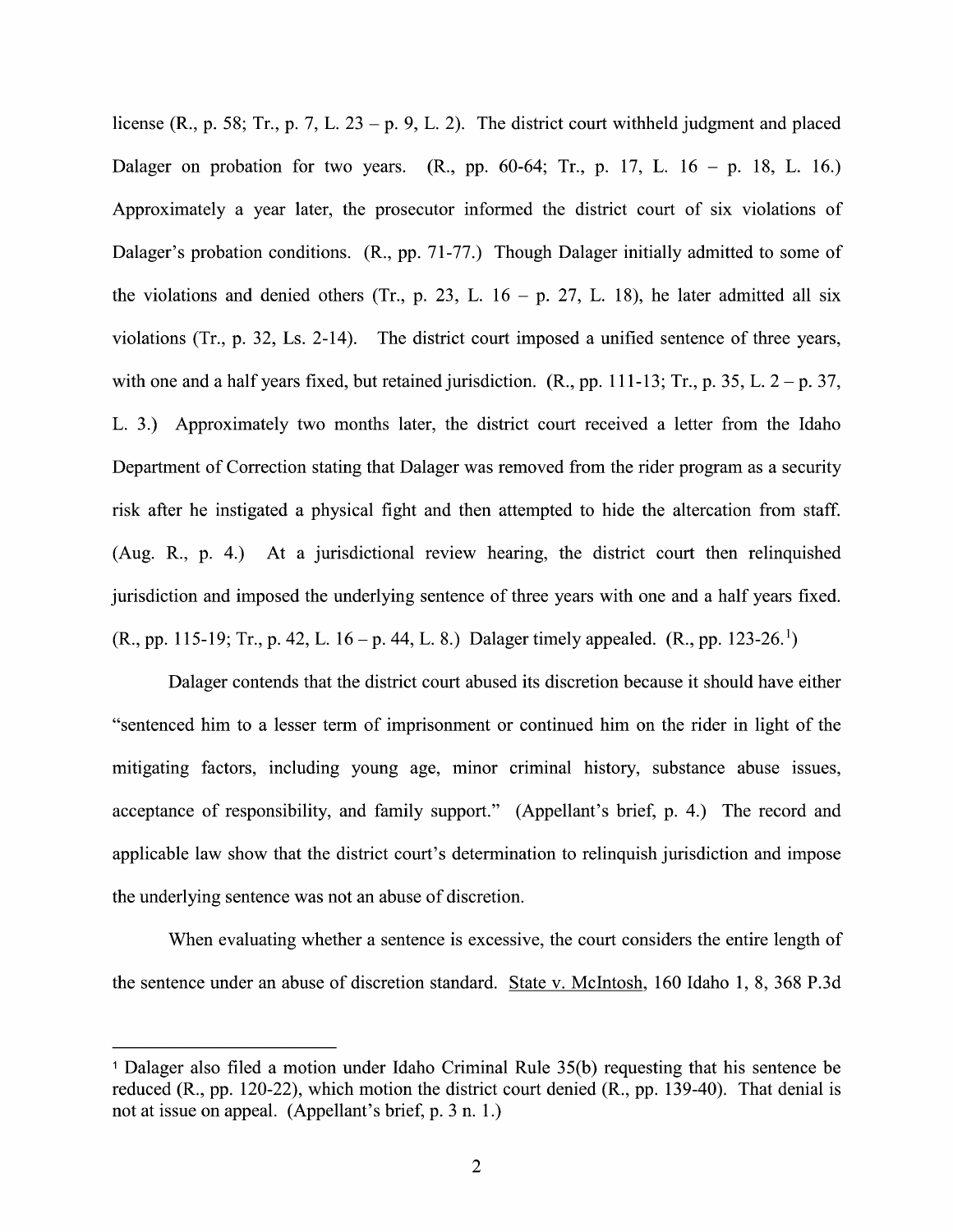license (R., p. 58; Tr., p. 7, L. 23 – p. 9, L. 2). The district court withheld judgment and placed Dalager on probation for two years. (R., pp. 60-64; Tr., p. 17, L. 16 – p. 18, L. 16.) Approximately a year later, the prosecutor informed the district court of six violations of Dalager's probation conditions. (R., pp. 71-77.) Though Dalager initially admitted to some of the violations and denied others (Tr., p. 23, L. 16 – p. 27, L. 18), he later admitted all six violations (Tr., p. 32, Ls. 2-14). The district court imposed a unified sentence of three years, with one and a half years fixed, but retained jurisdiction. (R., pp. 111-13; Tr., p. 35, L. 2 – p. 37, L. 3.) Approximately two months later, the district court received a letter from the Idaho Department of Correction stating that Dalager was removed from the rider program as a security risk after he instigated a physical fight and then attempted to hide the altercation from staff. (Aug. R., p. 4.) At a jurisdictional review hearing, the district court then relinquished jurisdiction and imposed the underlying sentence of three years with one and a half years fixed. (R., pp. 115-19; Tr., p. 42, L. 16 – p. 44, L. 8.) Dalager timely appealed. (R., pp. 123-26.[1])

Dalager contends that the district court abused its discretion because it should have either "sentenced him to a lesser term of imprisonment or continued him on the rider in light of the mitigating factors, including young age, minor criminal history, substance abuse issues, acceptance of responsibility, and family support." (Appellant's brief, p. 4.) The record and applicable law show that the district court's determination to relinquish jurisdiction and impose the underlying sentence was not an abuse of discretion.

When evaluating whether a sentence is excessive, the court considers the entire length of the sentence under an abuse of discretion standard. State v. McIntosh, 160 Idaho 1, 8, 368 P.3d

---

[1] Dalager also filed a motion under Idaho Criminal Rule 35(b) requesting that his sentence be reduced (R., pp. 120-22), which motion the district court denied (R., pp. 139-40). That denial is not at issue on appeal. (Appellant's brief, p. 3 n. 1.)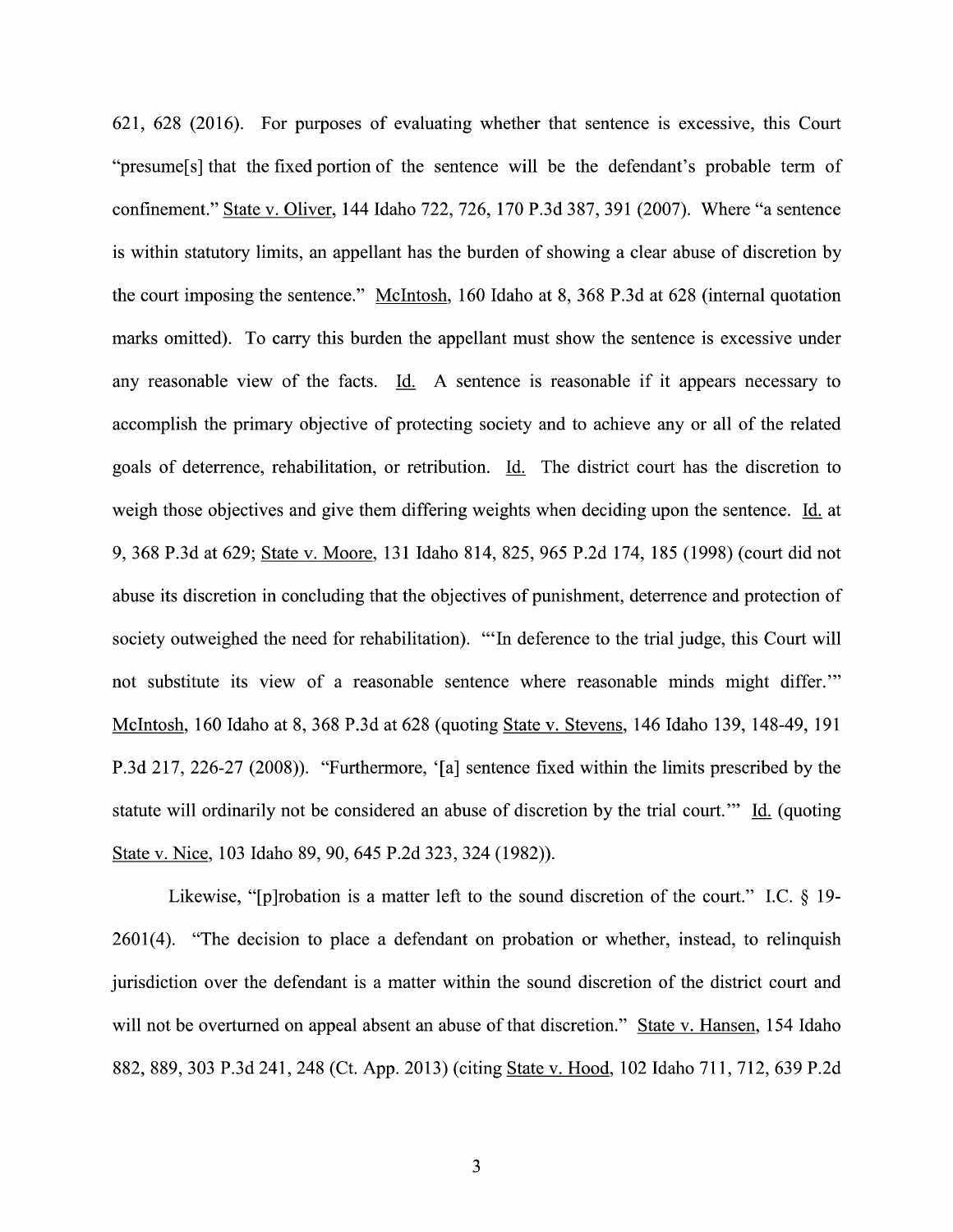621, 628 (2016). For purposes of evaluating whether that sentence is excessive, this Court "presume[s] that the fixed portion of the sentence will be the defendant's probable term of confinement." State v. Oliver, 144 Idaho 722, 726, 170 P.3d 387, 391 (2007). Where "a sentence is within statutory limits, an appellant has the burden of showing a clear abuse of discretion by the court imposing the sentence." McIntosh, 160 Idaho at 8, 368 P.3d at 628 (internal quotation marks omitted). To carry this burden the appellant must show the sentence is excessive under any reasonable view of the facts. Id. A sentence is reasonable if it appears necessary to accomplish the primary objective of protecting society and to achieve any or all of the related goals of deterrence, rehabilitation, or retribution. Id. The district court has the discretion to weigh those objectives and give them differing weights when deciding upon the sentence. Id. at 9, 368 P.3d at 629; State v. Moore, 131 Idaho 814, 825, 965 P.2d 174, 185 (1998) (court did not abuse its discretion in concluding that the objectives of punishment, deterrence and protection of society outweighed the need for rehabilitation). "'In deference to the trial judge, this Court will not substitute its view of a reasonable sentence where reasonable minds might differ.'" McIntosh, 160 Idaho at 8, 368 P.3d at 628 (quoting State v. Stevens, 146 Idaho 139, 148-49, 191 P.3d 217, 226-27 (2008)). "Furthermore, '[a] sentence fixed within the limits prescribed by the statute will ordinarily not be considered an abuse of discretion by the trial court.'" Id. (quoting State v. Nice, 103 Idaho 89, 90, 645 P.2d 323, 324 (1982)).

Likewise, "[p]robation is a matter left to the sound discretion of the court." I.C. § 19-2601(4). "The decision to place a defendant on probation or whether, instead, to relinquish jurisdiction over the defendant is a matter within the sound discretion of the district court and will not be overturned on appeal absent an abuse of that discretion." State v. Hansen, 154 Idaho 882, 889, 303 P.3d 241, 248 (Ct. App. 2013) (citing State v. Hood, 102 Idaho 711, 712, 639 P.2d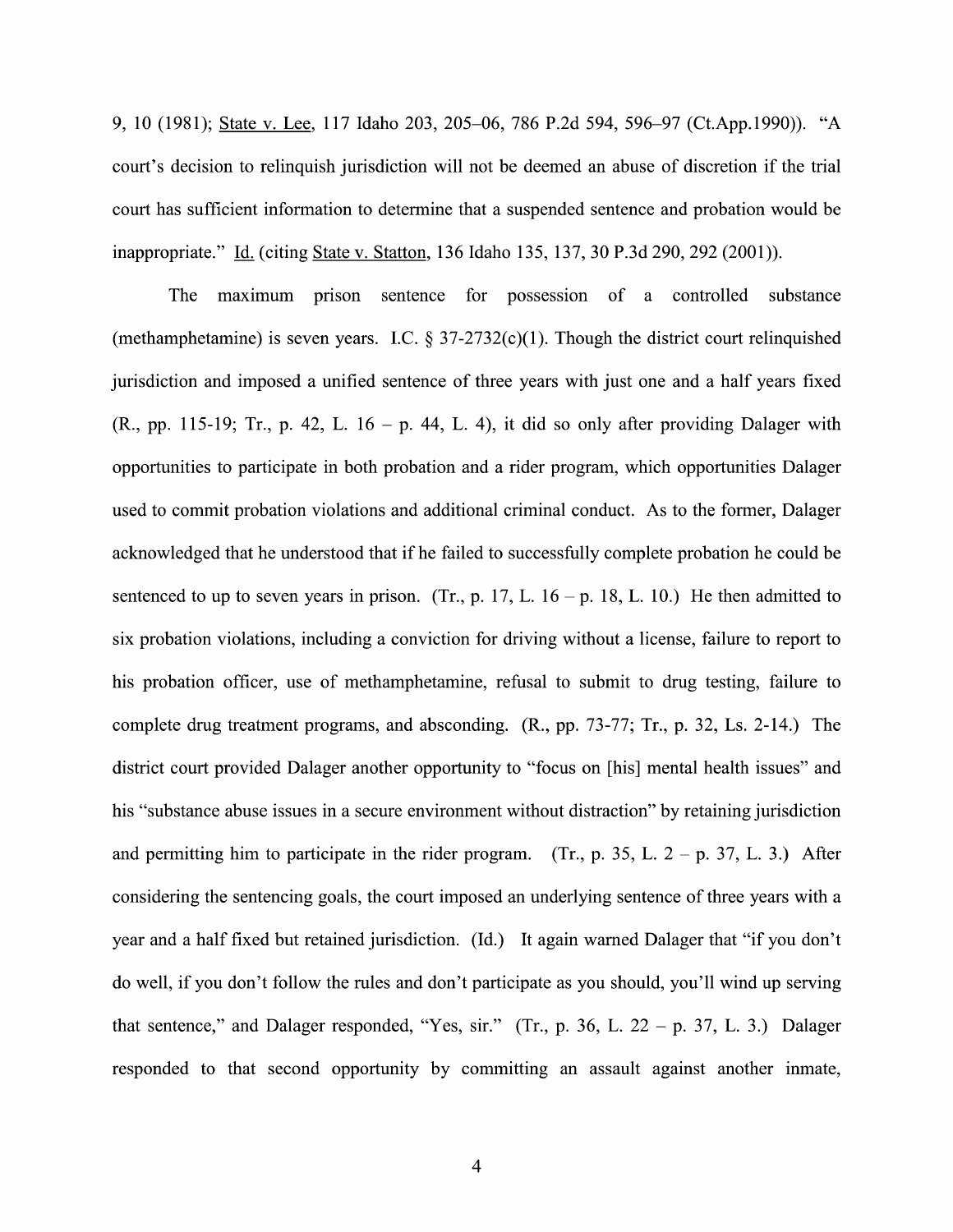9, 10 (1981); State v. Lee, 117 Idaho 203, 205–06, 786 P.2d 594, 596–97 (Ct.App.1990)). "A court's decision to relinquish jurisdiction will not be deemed an abuse of discretion if the trial court has sufficient information to determine that a suspended sentence and probation would be inappropriate." Id. (citing State v. Statton, 136 Idaho 135, 137, 30 P.3d 290, 292 (2001)).

The maximum prison sentence for possession of a controlled substance (methamphetamine) is seven years. I.C. § 37-2732(c)(1). Though the district court relinquished jurisdiction and imposed a unified sentence of three years with just one and a half years fixed (R., pp. 115-19; Tr., p. 42, L. 16 – p. 44, L. 4), it did so only after providing Dalager with opportunities to participate in both probation and a rider program, which opportunities Dalager used to commit probation violations and additional criminal conduct. As to the former, Dalager acknowledged that he understood that if he failed to successfully complete probation he could be sentenced to up to seven years in prison. (Tr., p. 17, L. 16 – p. 18, L. 10.) He then admitted to six probation violations, including a conviction for driving without a license, failure to report to his probation officer, use of methamphetamine, refusal to submit to drug testing, failure to complete drug treatment programs, and absconding. (R., pp. 73-77; Tr., p. 32, Ls. 2-14.) The district court provided Dalager another opportunity to "focus on [his] mental health issues" and his "substance abuse issues in a secure environment without distraction" by retaining jurisdiction and permitting him to participate in the rider program. (Tr., p. 35, L. 2 – p. 37, L. 3.) After considering the sentencing goals, the court imposed an underlying sentence of three years with a year and a half fixed but retained jurisdiction. (Id.) It again warned Dalager that "if you don't do well, if you don't follow the rules and don't participate as you should, you'll wind up serving that sentence," and Dalager responded, "Yes, sir." (Tr., p. 36, L. 22 – p. 37, L. 3.) Dalager responded to that second opportunity by committing an assault against another inmate,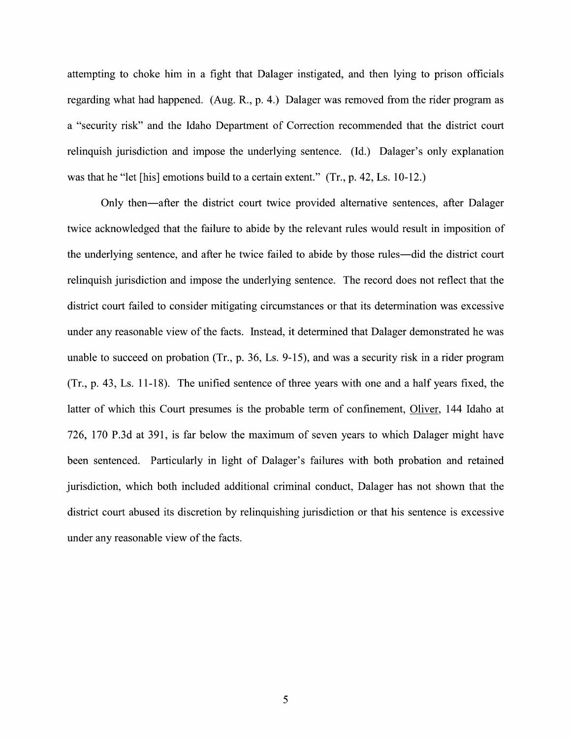attempting to choke him in a fight that Dalager instigated, and then lying to prison officials regarding what had happened. (Aug. R., p. 4.) Dalager was removed from the rider program as a "security risk" and the Idaho Department of Correction recommended that the district court relinquish jurisdiction and impose the underlying sentence. (Id.) Dalager's only explanation was that he "let [his] emotions build to a certain extent." (Tr., p. 42, Ls. 10-12.)

Only then—after the district court twice provided alternative sentences, after Dalager twice acknowledged that the failure to abide by the relevant rules would result in imposition of the underlying sentence, and after he twice failed to abide by those rules—did the district court relinquish jurisdiction and impose the underlying sentence. The record does not reflect that the district court failed to consider mitigating circumstances or that its determination was excessive under any reasonable view of the facts. Instead, it determined that Dalager demonstrated he was unable to succeed on probation (Tr., p. 36, Ls. 9-15), and was a security risk in a rider program (Tr., p. 43, Ls. 11-18). The unified sentence of three years with one and a half years fixed, the latter of which this Court presumes is the probable term of confinement, Oliver, 144 Idaho at 726, 170 P.3d at 391, is far below the maximum of seven years to which Dalager might have been sentenced. Particularly in light of Dalager's failures with both probation and retained jurisdiction, which both included additional criminal conduct, Dalager has not shown that the district court abused its discretion by relinquishing jurisdiction or that his sentence is excessive under any reasonable view of the facts.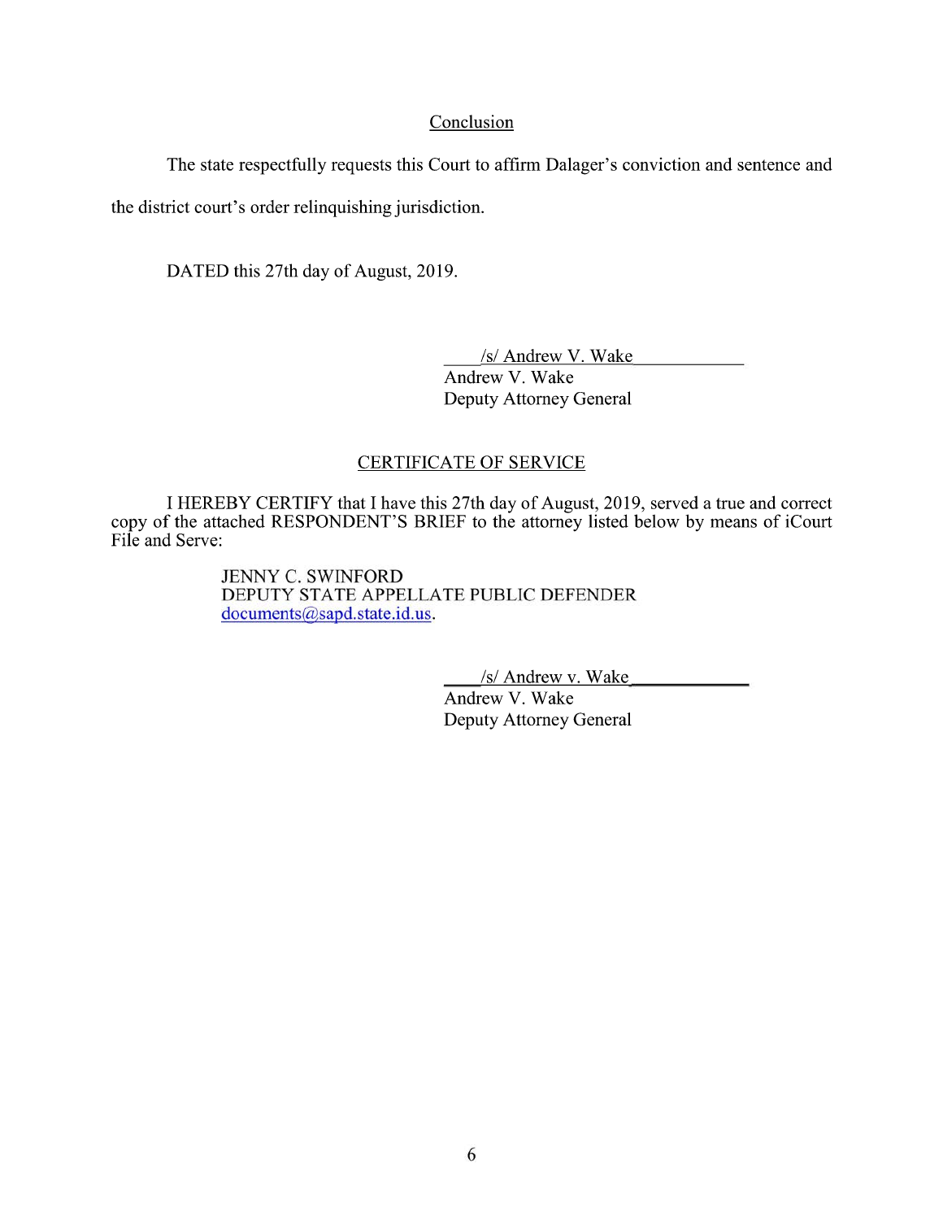## Conclusion

The state respectfully requests this Court to affirm Dalager's conviction and sentence and the district court's order relinquishing jurisdiction.

DATED this 27th day of August, 2019.

/s/ Andrew V. Wake
Andrew V. Wake
Deputy Attorney General

## CERTIFICATE OF SERVICE

I HEREBY CERTIFY that I have this 27th day of August, 2019, served a true and correct copy of the attached RESPONDENT'S BRIEF to the attorney listed below by means of iCourt File and Serve:

JENNY C. SWINFORD
DEPUTY STATE APPELLATE PUBLIC DEFENDER
documents@sapd.state.id.us.

/s/ Andrew v. Wake
Andrew V. Wake
Deputy Attorney General